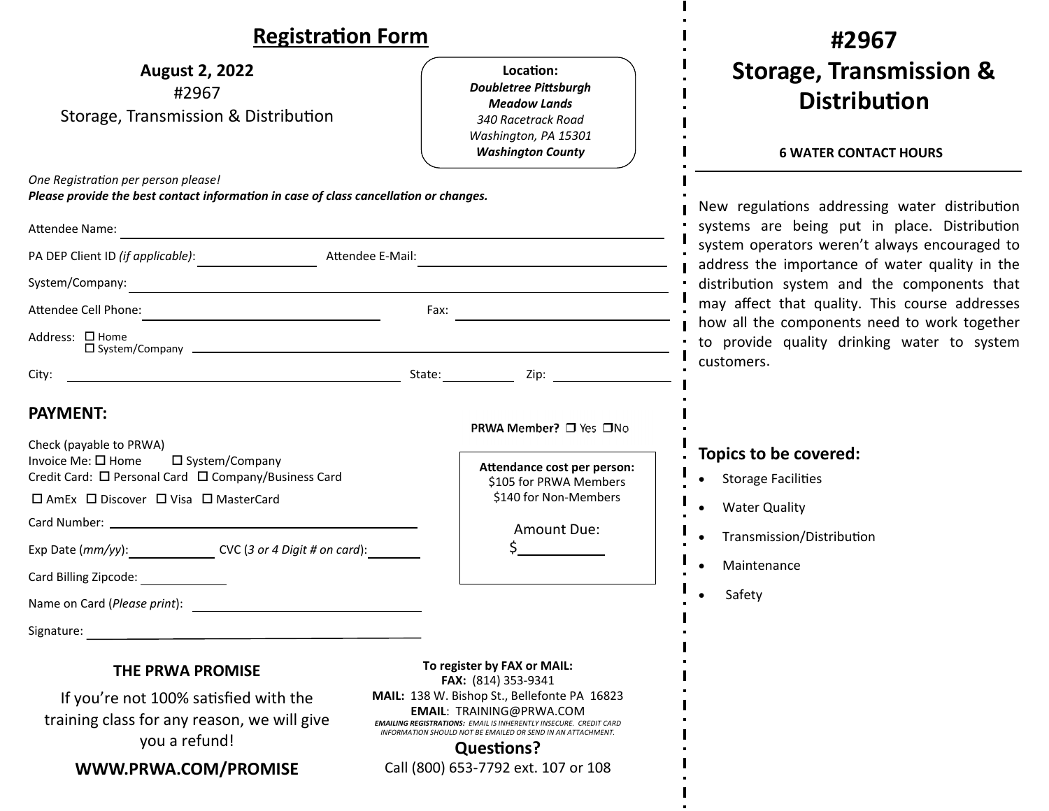## Registration Form

**August 2, 2022**
#2967
Storage, Transmission & Distribution

**Location:**
***Doubletree Pittsburgh Meadow Lands***
*340 Racetrack Road*
*Washington, PA 15301*
***Washington County***

*One Registration per person please!*
***Please provide the best contact information in case of class cancellation or changes.***

Attendee Name: ______________________________

PA DEP Client ID *(if applicable)*: ____________ Attendee E-Mail: ______________________

System/Company: ______________________________

Attendee Cell Phone: ____________________ Fax: ____________________

Address: ☐ Home ☐ System/Company ______________________________

City: ____________________ State: ________ Zip: ____________

### PAYMENT:

**PRWA Member?** ☐ Yes ☐ No

Check (payable to PRWA)
Invoice Me: ☐ Home ☐ System/Company
Credit Card: ☐ Personal Card ☐ Company/Business Card
☐ AmEx ☐ Discover ☐ Visa ☐ MasterCard

Card Number: ______________________________

Exp Date (*mm/yy*): ____________ CVC (*3 or 4 Digit # on card*): ________

Card Billing Zipcode: ____________

Name on Card (*Please print*): ______________________________

Signature: ______________________________

**Attendance cost per person:**
$105 for PRWA Members
$140 for Non-Members

Amount Due:
$__________

**THE PRWA PROMISE**

If you're not 100% satisfied with the training class for any reason, we will give you a refund!

**WWW.PRWA.COM/PROMISE**

**To register by FAX or MAIL:**
**FAX:** (814) 353-9341
**MAIL:** 138 W. Bishop St., Bellefonte PA 16823
**EMAIL**: TRAINING@PRWA.COM
***EMAILING REGISTRATIONS:*** *EMAIL IS INHERENTLY INSECURE. CREDIT CARD INFORMATION SHOULD NOT BE EMAILED OR SEND IN AN ATTACHMENT.*

**Questions?**
Call (800) 653-7792 ext. 107 or 108

# #2967 Storage, Transmission & Distribution

**6 WATER CONTACT HOURS**

New regulations addressing water distribution systems are being put in place. Distribution system operators weren't always encouraged to address the importance of water quality in the distribution system and the components that may affect that quality. This course addresses how all the components need to work together to provide quality drinking water to system customers.

### Topics to be covered:

- Storage Facilities
- Water Quality
- Transmission/Distribution
- Maintenance
- Safety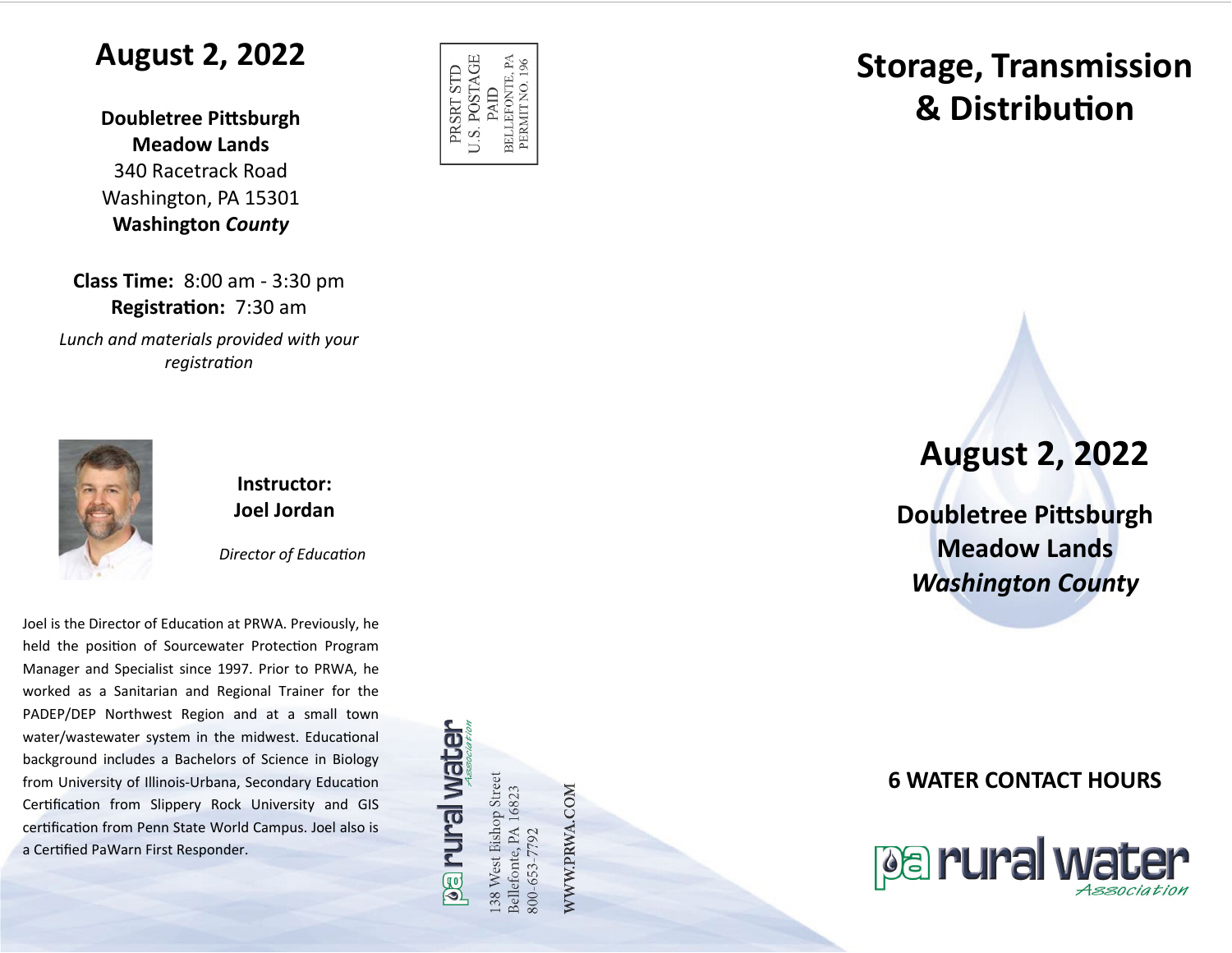# August 2, 2022

**Doubletree Pittsburgh**
**Meadow Lands**
340 Racetrack Road
Washington, PA 15301
**Washington *County***

**Class Time:** 8:00 am - 3:30 pm
**Registration:** 7:30 am

*Lunch and materials provided with your registration*

**Instructor:**
**Joel Jordan**

*Director of Education*

Joel is the Director of Education at PRWA. Previously, he held the position of Sourcewater Protection Program Manager and Specialist since 1997. Prior to PRWA, he worked as a Sanitarian and Regional Trainer for the PADEP/DEP Northwest Region and at a small town water/wastewater system in the midwest. Educational background includes a Bachelors of Science in Biology from University of Illinois-Urbana, Secondary Education Certification from Slippery Rock University and GIS certification from Penn State World Campus. Joel also is a Certified PaWarn First Responder.

PRSRT STD
U.S. POSTAGE
PAID
BELLEFONTE, PA
PERMIT NO. 196

pa rural water Association
138 West Bishop Street
Bellefonte, PA 16823
800-653-7792

WWW.PRWA.COM

# Storage, Transmission & Distribution

## August 2, 2022

**Doubletree Pittsburgh**
**Meadow Lands**
***Washington County***

**6 WATER CONTACT HOURS**

pa rural water Association